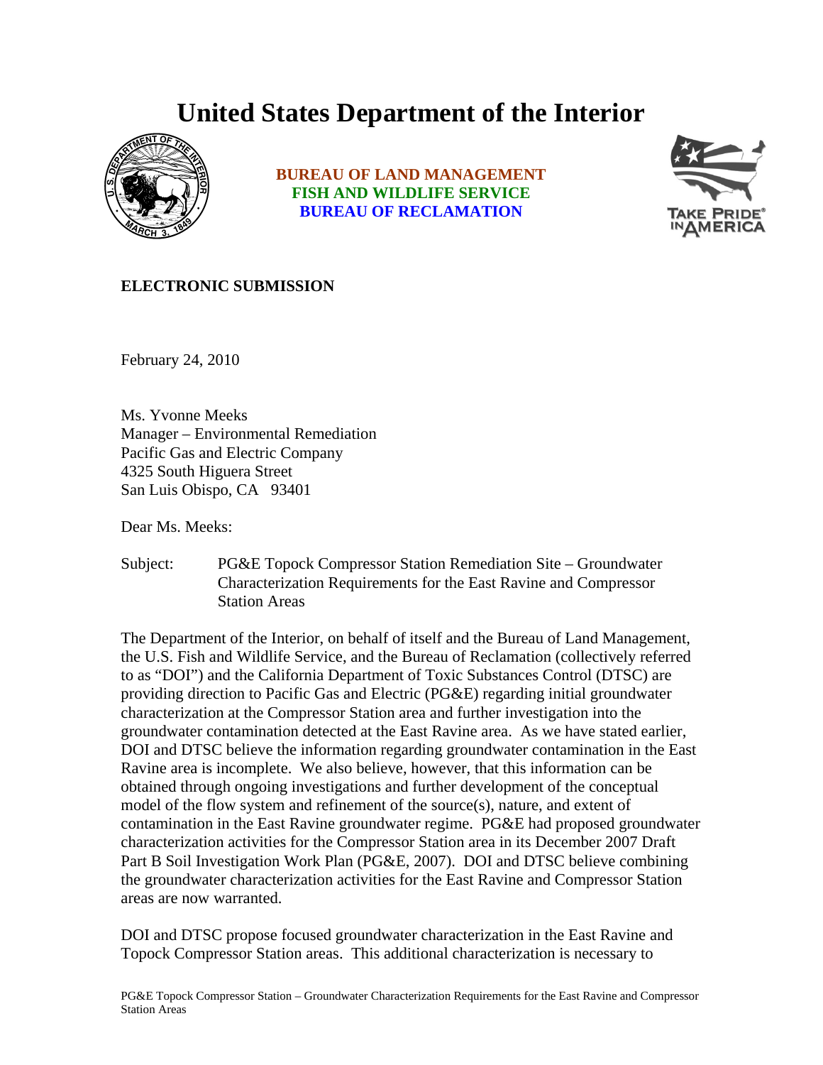# United States Department of the Interior

**BUREAU OF LAND MANAGEMENT**
**FISH AND WILDLIFE SERVICE**
**BUREAU OF RECLAMATION**

**ELECTRONIC SUBMISSION**

February 24, 2010

Ms. Yvonne Meeks
Manager – Environmental Remediation
Pacific Gas and Electric Company
4325 South Higuera Street
San Luis Obispo, CA 93401

Dear Ms. Meeks:

Subject: PG&E Topock Compressor Station Remediation Site – Groundwater Characterization Requirements for the East Ravine and Compressor Station Areas

The Department of the Interior, on behalf of itself and the Bureau of Land Management, the U.S. Fish and Wildlife Service, and the Bureau of Reclamation (collectively referred to as "DOI") and the California Department of Toxic Substances Control (DTSC) are providing direction to Pacific Gas and Electric (PG&E) regarding initial groundwater characterization at the Compressor Station area and further investigation into the groundwater contamination detected at the East Ravine area. As we have stated earlier, DOI and DTSC believe the information regarding groundwater contamination in the East Ravine area is incomplete. We also believe, however, that this information can be obtained through ongoing investigations and further development of the conceptual model of the flow system and refinement of the source(s), nature, and extent of contamination in the East Ravine groundwater regime. PG&E had proposed groundwater characterization activities for the Compressor Station area in its December 2007 Draft Part B Soil Investigation Work Plan (PG&E, 2007). DOI and DTSC believe combining the groundwater characterization activities for the East Ravine and Compressor Station areas are now warranted.

DOI and DTSC propose focused groundwater characterization in the East Ravine and Topock Compressor Station areas. This additional characterization is necessary to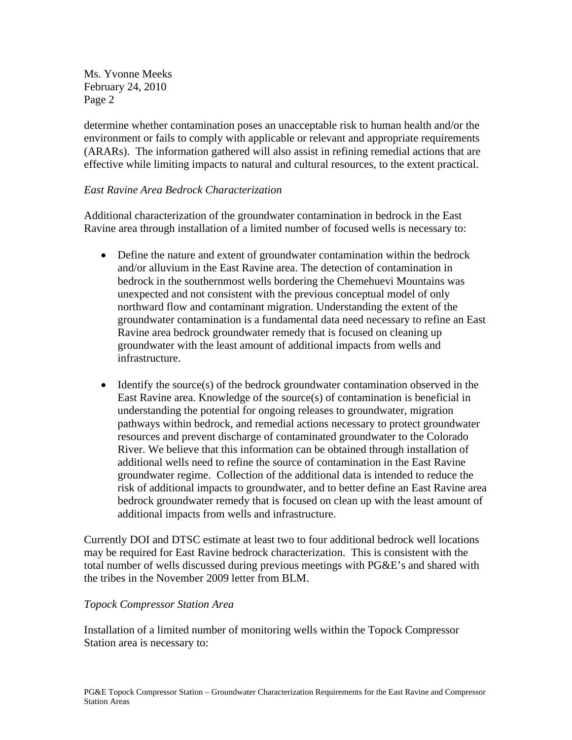determine whether contamination poses an unacceptable risk to human health and/or the environment or fails to comply with applicable or relevant and appropriate requirements (ARARs). The information gathered will also assist in refining remedial actions that are effective while limiting impacts to natural and cultural resources, to the extent practical.

*East Ravine Area Bedrock Characterization*

Additional characterization of the groundwater contamination in bedrock in the East Ravine area through installation of a limited number of focused wells is necessary to:

- Define the nature and extent of groundwater contamination within the bedrock and/or alluvium in the East Ravine area. The detection of contamination in bedrock in the southernmost wells bordering the Chemehuevi Mountains was unexpected and not consistent with the previous conceptual model of only northward flow and contaminant migration. Understanding the extent of the groundwater contamination is a fundamental data need necessary to refine an East Ravine area bedrock groundwater remedy that is focused on cleaning up groundwater with the least amount of additional impacts from wells and infrastructure.

- Identify the source(s) of the bedrock groundwater contamination observed in the East Ravine area. Knowledge of the source(s) of contamination is beneficial in understanding the potential for ongoing releases to groundwater, migration pathways within bedrock, and remedial actions necessary to protect groundwater resources and prevent discharge of contaminated groundwater to the Colorado River. We believe that this information can be obtained through installation of additional wells need to refine the source of contamination in the East Ravine groundwater regime. Collection of the additional data is intended to reduce the risk of additional impacts to groundwater, and to better define an East Ravine area bedrock groundwater remedy that is focused on clean up with the least amount of additional impacts from wells and infrastructure.

Currently DOI and DTSC estimate at least two to four additional bedrock well locations may be required for East Ravine bedrock characterization. This is consistent with the total number of wells discussed during previous meetings with PG&E's and shared with the tribes in the November 2009 letter from BLM.

*Topock Compressor Station Area*

Installation of a limited number of monitoring wells within the Topock Compressor Station area is necessary to: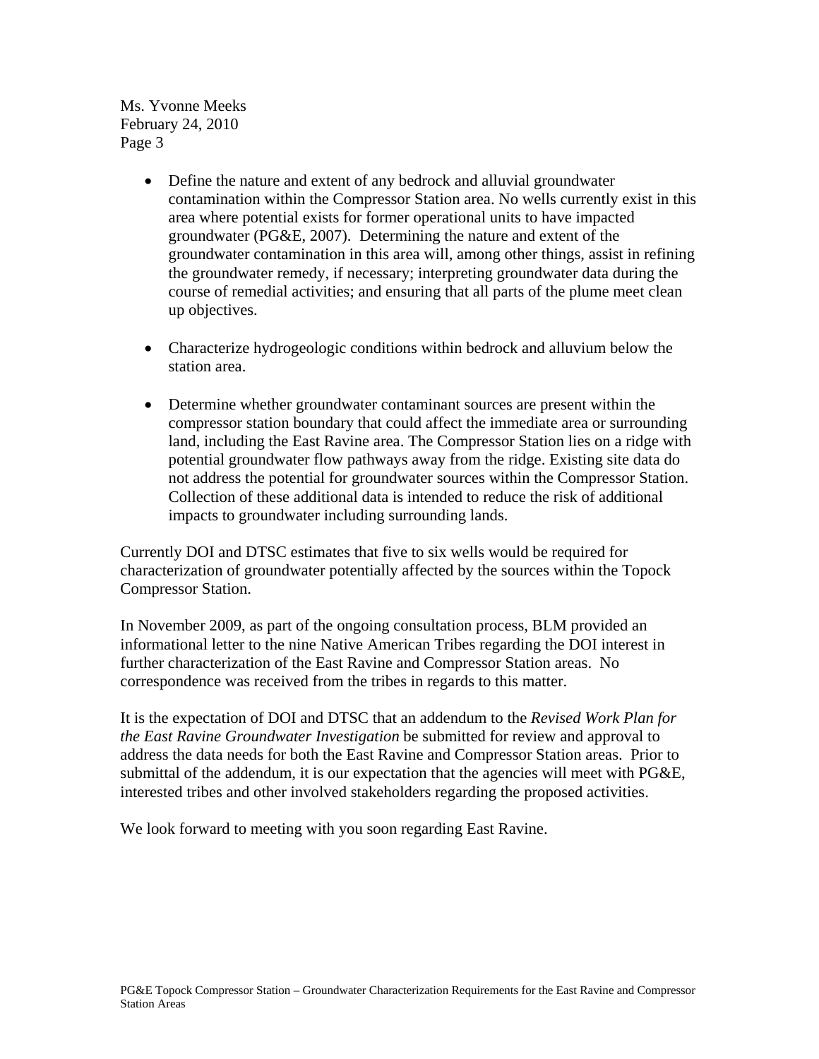- Define the nature and extent of any bedrock and alluvial groundwater contamination within the Compressor Station area. No wells currently exist in this area where potential exists for former operational units to have impacted groundwater (PG&E, 2007). Determining the nature and extent of the groundwater contamination in this area will, among other things, assist in refining the groundwater remedy, if necessary; interpreting groundwater data during the course of remedial activities; and ensuring that all parts of the plume meet clean up objectives.

- Characterize hydrogeologic conditions within bedrock and alluvium below the station area.

- Determine whether groundwater contaminant sources are present within the compressor station boundary that could affect the immediate area or surrounding land, including the East Ravine area. The Compressor Station lies on a ridge with potential groundwater flow pathways away from the ridge. Existing site data do not address the potential for groundwater sources within the Compressor Station. Collection of these additional data is intended to reduce the risk of additional impacts to groundwater including surrounding lands.

Currently DOI and DTSC estimates that five to six wells would be required for characterization of groundwater potentially affected by the sources within the Topock Compressor Station.

In November 2009, as part of the ongoing consultation process, BLM provided an informational letter to the nine Native American Tribes regarding the DOI interest in further characterization of the East Ravine and Compressor Station areas. No correspondence was received from the tribes in regards to this matter.

It is the expectation of DOI and DTSC that an addendum to the *Revised Work Plan for the East Ravine Groundwater Investigation* be submitted for review and approval to address the data needs for both the East Ravine and Compressor Station areas. Prior to submittal of the addendum, it is our expectation that the agencies will meet with PG&E, interested tribes and other involved stakeholders regarding the proposed activities.

We look forward to meeting with you soon regarding East Ravine.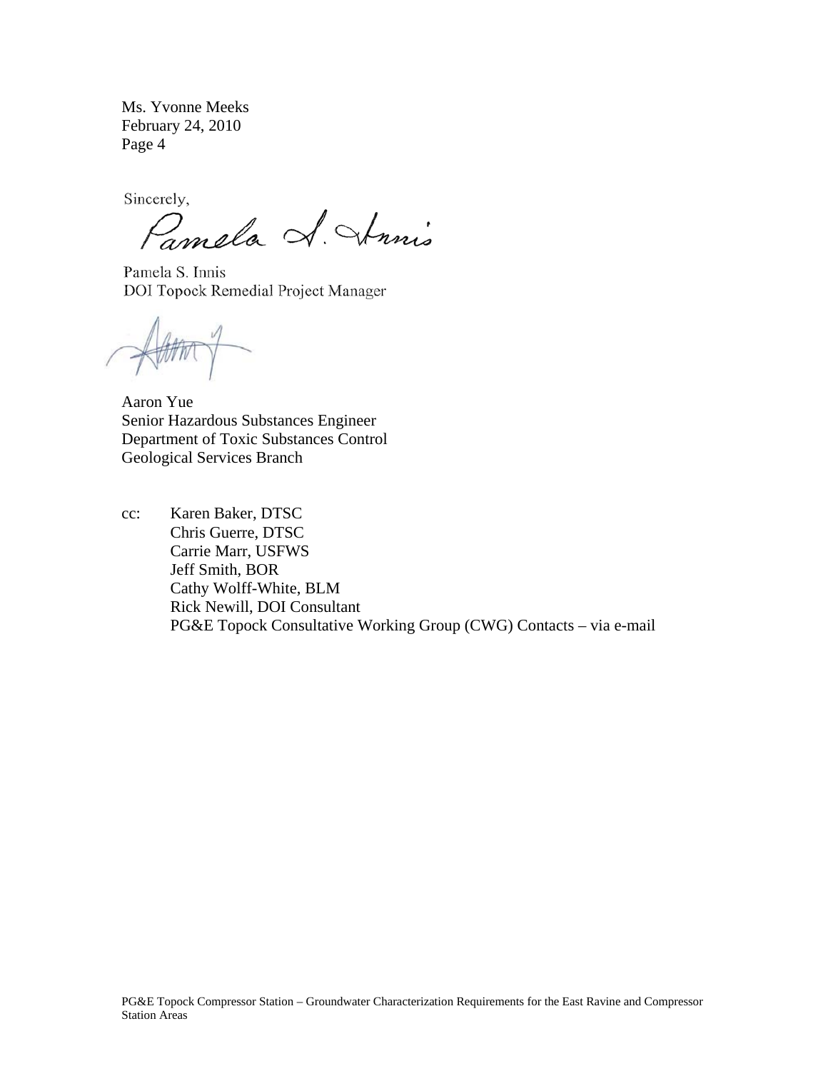Ms. Yvonne Meeks
February 24, 2010
Page 4

Sincerely,

Pamela S. Innis
DOI Topock Remedial Project Manager

Aaron Yue
Senior Hazardous Substances Engineer
Department of Toxic Substances Control
Geological Services Branch

cc: Karen Baker, DTSC
Chris Guerre, DTSC
Carrie Marr, USFWS
Jeff Smith, BOR
Cathy Wolff-White, BLM
Rick Newill, DOI Consultant
PG&E Topock Consultative Working Group (CWG) Contacts – via e-mail